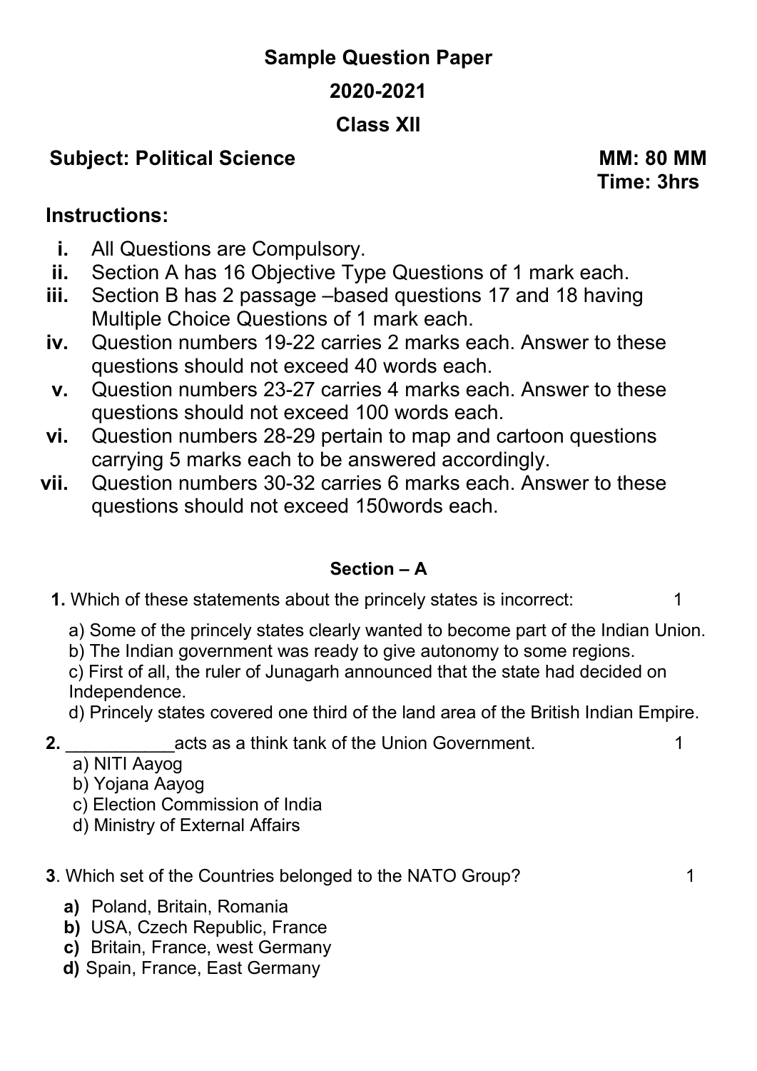# Sample Question Paper

## 2020-2021

## Class XII

**Subject: Political Science** **MM: 80 MM**

**Time: 3hrs**

## Instructions:

i. All Questions are Compulsory.
ii. Section A has 16 Objective Type Questions of 1 mark each.
iii. Section B has 2 passage –based questions 17 and 18 having Multiple Choice Questions of 1 mark each.
iv. Question numbers 19-22 carries 2 marks each. Answer to these questions should not exceed 40 words each.
v. Question numbers 23-27 carries 4 marks each. Answer to these questions should not exceed 100 words each.
vi. Question numbers 28-29 pertain to map and cartoon questions carrying 5 marks each to be answered accordingly.
vii. Question numbers 30-32 carries 6 marks each. Answer to these questions should not exceed 150words each.

### Section – A

**1.** Which of these statements about the princely states is incorrect: 1

a) Some of the princely states clearly wanted to become part of the Indian Union.
b) The Indian government was ready to give autonomy to some regions.
c) First of all, the ruler of Junagarh announced that the state had decided on Independence.
d) Princely states covered one third of the land area of the British Indian Empire.

**2.** ___________acts as a think tank of the Union Government. 1

a) NITI Aayog
b) Yojana Aayog
c) Election Commission of India
d) Ministry of External Affairs

**3**. Which set of the Countries belonged to the NATO Group? 1

**a)** Poland, Britain, Romania
**b)** USA, Czech Republic, France
**c)** Britain, France, west Germany
**d)** Spain, France, East Germany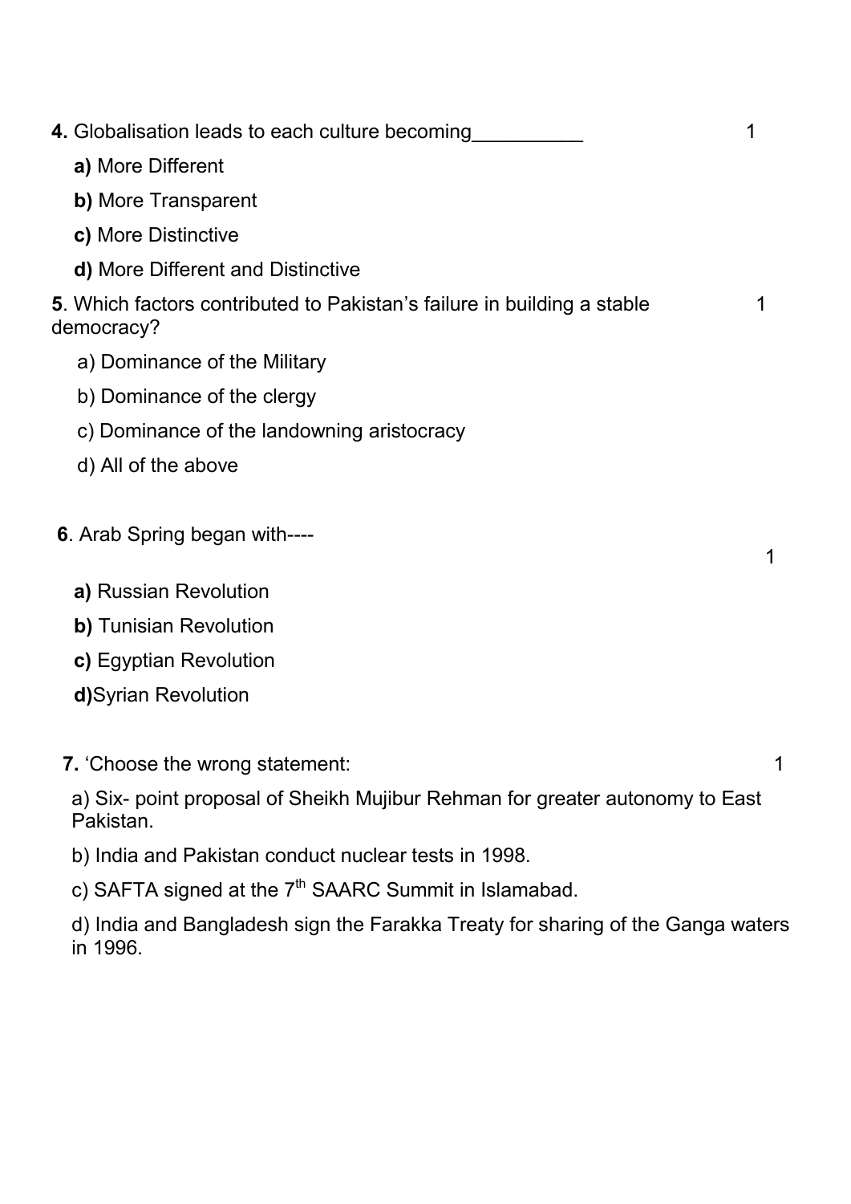**4.** Globalisation leads to each culture becoming__________ 1

**a)** More Different

**b)** More Transparent

**c)** More Distinctive

**d)** More Different and Distinctive

**5**. Which factors contributed to Pakistan's failure in building a stable democracy? 1

a) Dominance of the Military

b) Dominance of the clergy

c) Dominance of the landowning aristocracy

d) All of the above

**6**. Arab Spring began with---- 1

**a)** Russian Revolution

**b)** Tunisian Revolution

**c)** Egyptian Revolution

**d)**Syrian Revolution

**7.** 'Choose the wrong statement: 1

a) Six- point proposal of Sheikh Mujibur Rehman for greater autonomy to East Pakistan.

b) India and Pakistan conduct nuclear tests in 1998.

c) SAFTA signed at the 7th SAARC Summit in Islamabad.

d) India and Bangladesh sign the Farakka Treaty for sharing of the Ganga waters in 1996.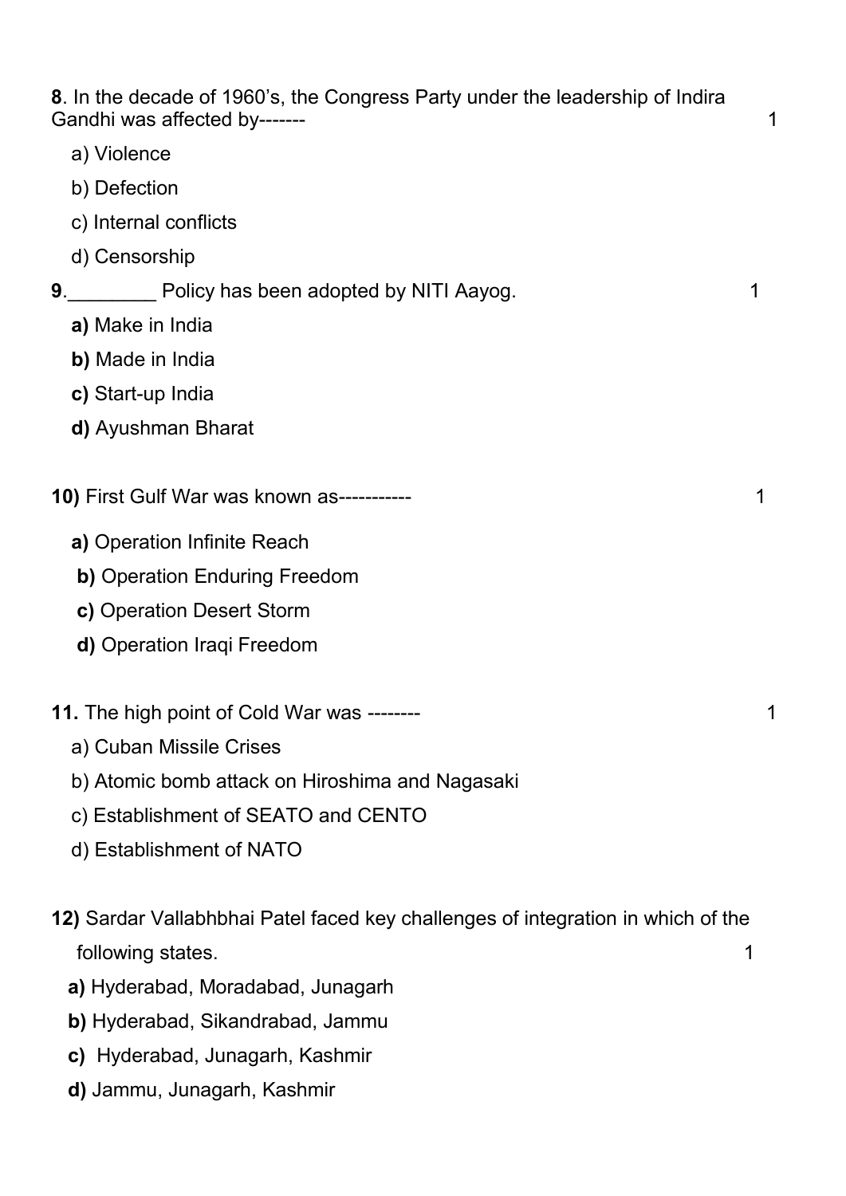**8**. In the decade of 1960's, the Congress Party under the leadership of Indira Gandhi was affected by------- 1

a) Violence

b) Defection

c) Internal conflicts

d) Censorship

**9**.________ Policy has been adopted by NITI Aayog. 1

**a)** Make in India

**b)** Made in India

**c)** Start-up India

**d)** Ayushman Bharat

**10)** First Gulf War was known as----------- 1

**a)** Operation Infinite Reach

**b)** Operation Enduring Freedom

**c)** Operation Desert Storm

**d)** Operation Iraqi Freedom

**11.** The high point of Cold War was -------- 1

a) Cuban Missile Crises

b) Atomic bomb attack on Hiroshima and Nagasaki

c) Establishment of SEATO and CENTO

d) Establishment of NATO

**12)** Sardar Vallabhbhai Patel faced key challenges of integration in which of the following states. 1

**a)** Hyderabad, Moradabad, Junagarh

**b)** Hyderabad, Sikandrabad, Jammu

**c)** Hyderabad, Junagarh, Kashmir

**d)** Jammu, Junagarh, Kashmir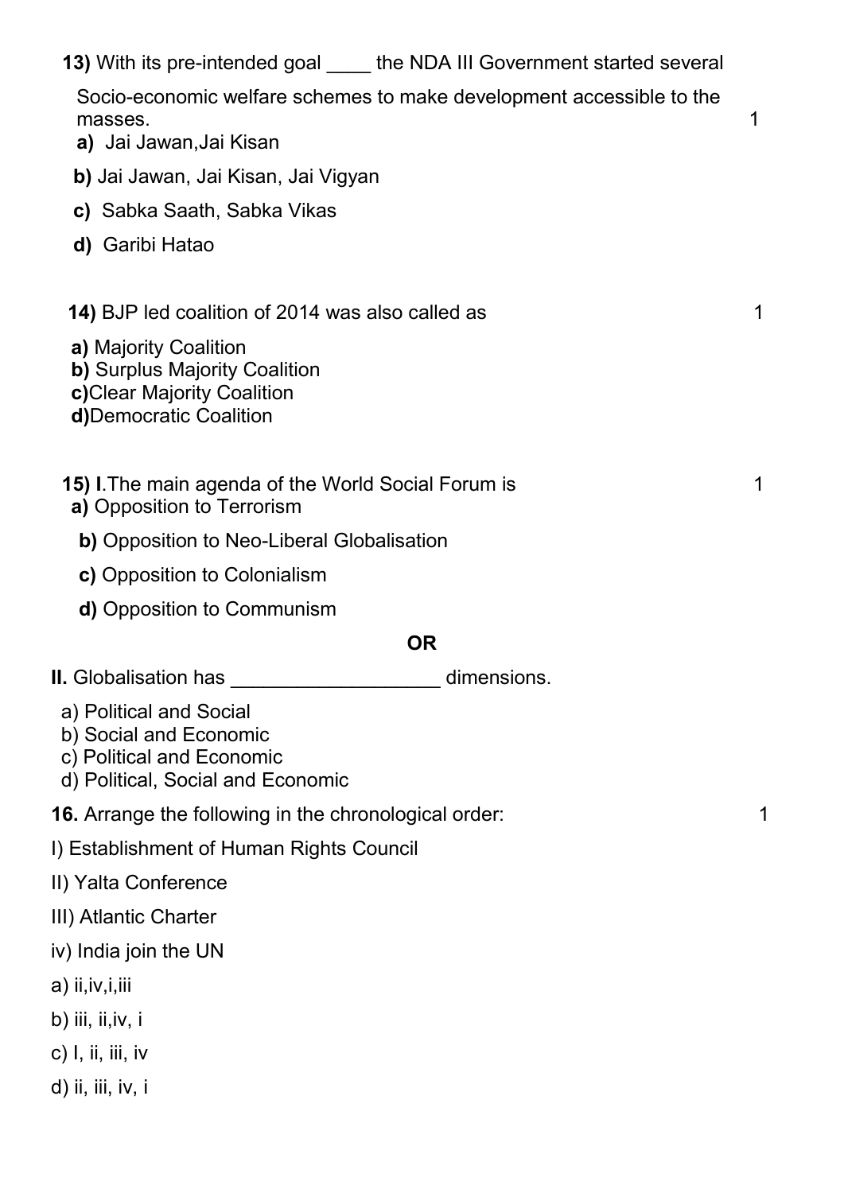**13)** With its pre-intended goal ____ the NDA III Government started several Socio-economic welfare schemes to make development accessible to the masses. 1

**a)** Jai Jawan,Jai Kisan

**b)** Jai Jawan, Jai Kisan, Jai Vigyan

**c)** Sabka Saath, Sabka Vikas

**d)** Garibi Hatao

**14)** BJP led coalition of 2014 was also called as 1

**a)** Majority Coalition
**b)** Surplus Majority Coalition
**c)**Clear Majority Coalition
**d)**Democratic Coalition

**15) I**.The main agenda of the World Social Forum is 1

**a)** Opposition to Terrorism

**b)** Opposition to Neo-Liberal Globalisation

**c)** Opposition to Colonialism

**d)** Opposition to Communism

**OR**

**II.** Globalisation has ___________________ dimensions.

a) Political and Social
b) Social and Economic
c) Political and Economic
d) Political, Social and Economic

**16.** Arrange the following in the chronological order: 1

I) Establishment of Human Rights Council

II) Yalta Conference

III) Atlantic Charter

iv) India join the UN

a) ii,iv,i,iii

b) iii, ii,iv, i

c) I, ii, iii, iv

d) ii, iii, iv, i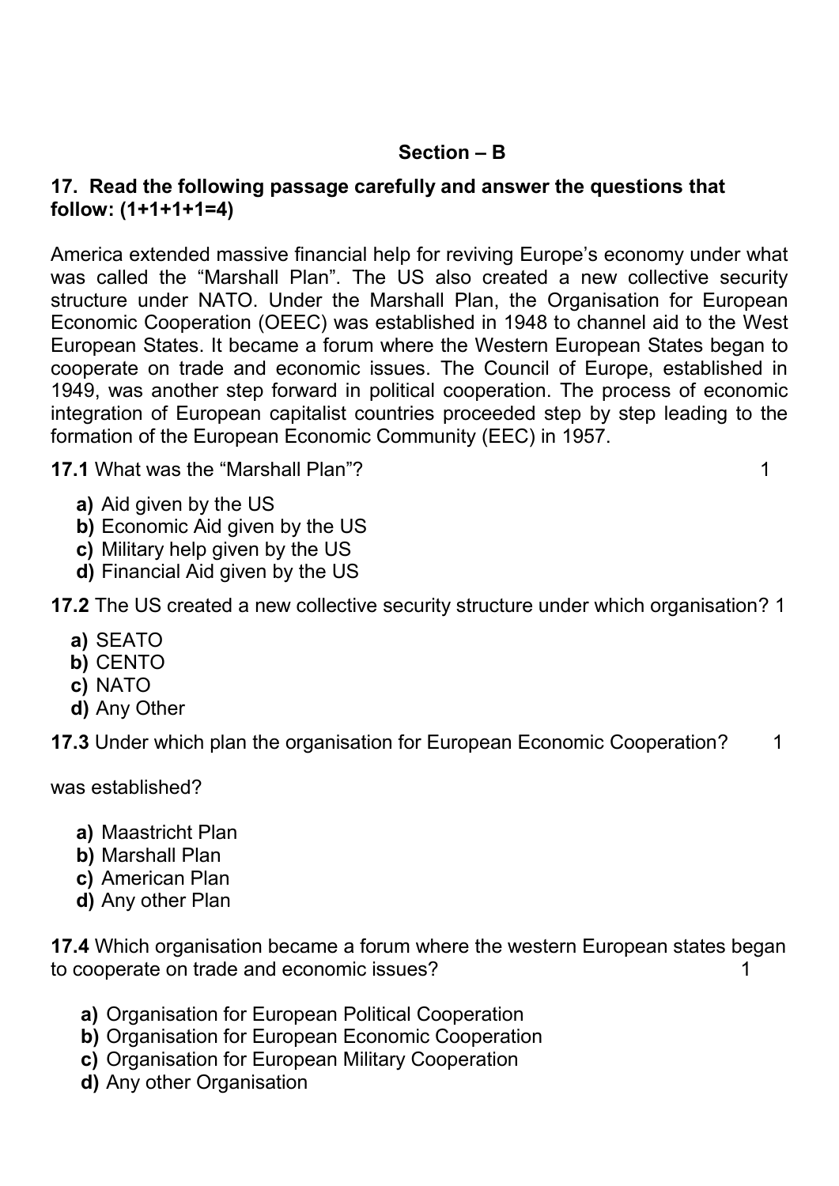## Section – B

**17. Read the following passage carefully and answer the questions that follow: (1+1+1+1=4)**

America extended massive financial help for reviving Europe's economy under what was called the "Marshall Plan". The US also created a new collective security structure under NATO. Under the Marshall Plan, the Organisation for European Economic Cooperation (OEEC) was established in 1948 to channel aid to the West European States. It became a forum where the Western European States began to cooperate on trade and economic issues. The Council of Europe, established in 1949, was another step forward in political cooperation. The process of economic integration of European capitalist countries proceeded step by step leading to the formation of the European Economic Community (EEC) in 1957.

**17.1** What was the "Marshall Plan"? 1

- **a)** Aid given by the US
- **b)** Economic Aid given by the US
- **c)** Military help given by the US
- **d)** Financial Aid given by the US

**17.2** The US created a new collective security structure under which organisation? 1

- **a)** SEATO
- **b)** CENTO
- **c)** NATO
- **d)** Any Other

**17.3** Under which plan the organisation for European Economic Cooperation? 1

was established?

- **a)** Maastricht Plan
- **b)** Marshall Plan
- **c)** American Plan
- **d)** Any other Plan

**17.4** Which organisation became a forum where the western European states began to cooperate on trade and economic issues? 1

- **a)** Organisation for European Political Cooperation
- **b)** Organisation for European Economic Cooperation
- **c)** Organisation for European Military Cooperation
- **d)** Any other Organisation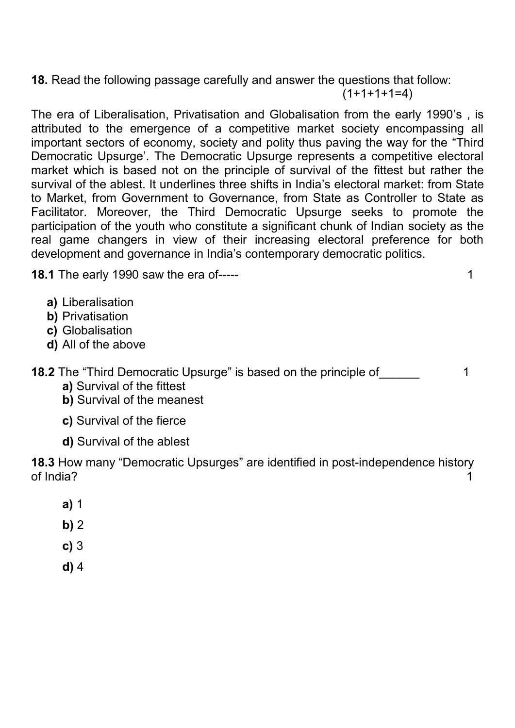**18.** Read the following passage carefully and answer the questions that follow: (1+1+1+1=4)

The era of Liberalisation, Privatisation and Globalisation from the early 1990's , is attributed to the emergence of a competitive market society encompassing all important sectors of economy, society and polity thus paving the way for the "Third Democratic Upsurge'. The Democratic Upsurge represents a competitive electoral market which is based not on the principle of survival of the fittest but rather the survival of the ablest. It underlines three shifts in India's electoral market: from State to Market, from Government to Governance, from State as Controller to State as Facilitator. Moreover, the Third Democratic Upsurge seeks to promote the participation of the youth who constitute a significant chunk of Indian society as the real game changers in view of their increasing electoral preference for both development and governance in India's contemporary democratic politics.

**18.1** The early 1990 saw the era of----- 1

- **a)** Liberalisation
- **b)** Privatisation
- **c)** Globalisation
- **d)** All of the above

**18.2** The "Third Democratic Upsurge" is based on the principle of______ 1

- **a)** Survival of the fittest
- **b)** Survival of the meanest
- **c)** Survival of the fierce
- **d)** Survival of the ablest

**18.3** How many "Democratic Upsurges" are identified in post-independence history of India? 1

- **a)** 1
- **b)** 2
- **c)** 3
- **d)** 4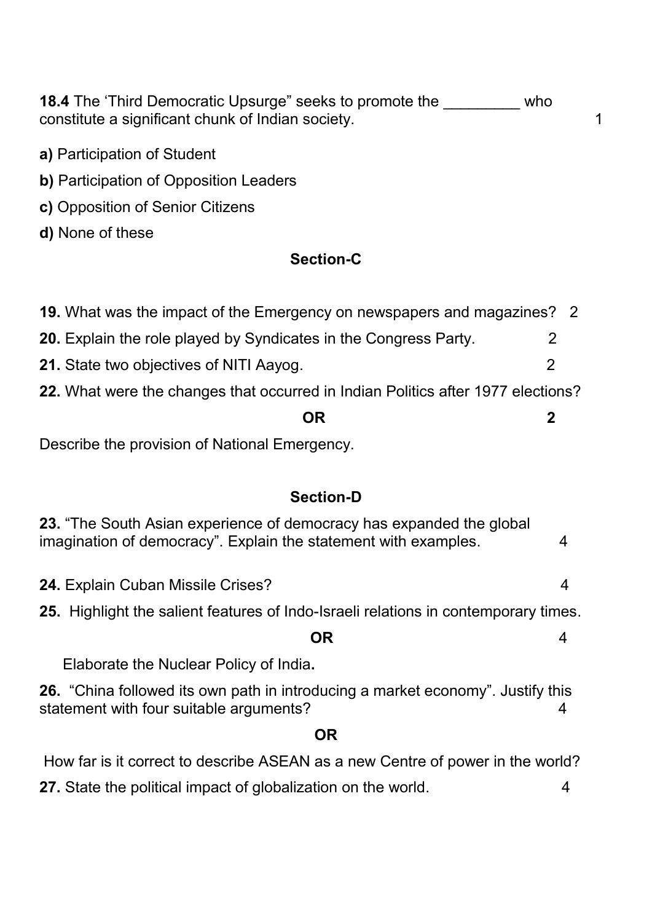**18.4** The 'Third Democratic Upsurge" seeks to promote the _________ who constitute a significant chunk of Indian society. 1

**a)** Participation of Student

**b)** Participation of Opposition Leaders

**c)** Opposition of Senior Citizens

**d)** None of these

### Section-C

**19.** What was the impact of the Emergency on newspapers and magazines? 2

**20.** Explain the role played by Syndicates in the Congress Party. 2

**21.** State two objectives of NITI Aayog. 2

**22.** What were the changes that occurred in Indian Politics after 1977 elections?

**OR** **2**

Describe the provision of National Emergency.

### Section-D

**23.** "The South Asian experience of democracy has expanded the global imagination of democracy". Explain the statement with examples. 4

**24.** Explain Cuban Missile Crises? 4

**25.** Highlight the salient features of Indo-Israeli relations in contemporary times.

**OR** 4

Elaborate the Nuclear Policy of India**.**

**26.** "China followed its own path in introducing a market economy". Justify this statement with four suitable arguments? 4

**OR**

How far is it correct to describe ASEAN as a new Centre of power in the world?

**27.** State the political impact of globalization on the world. 4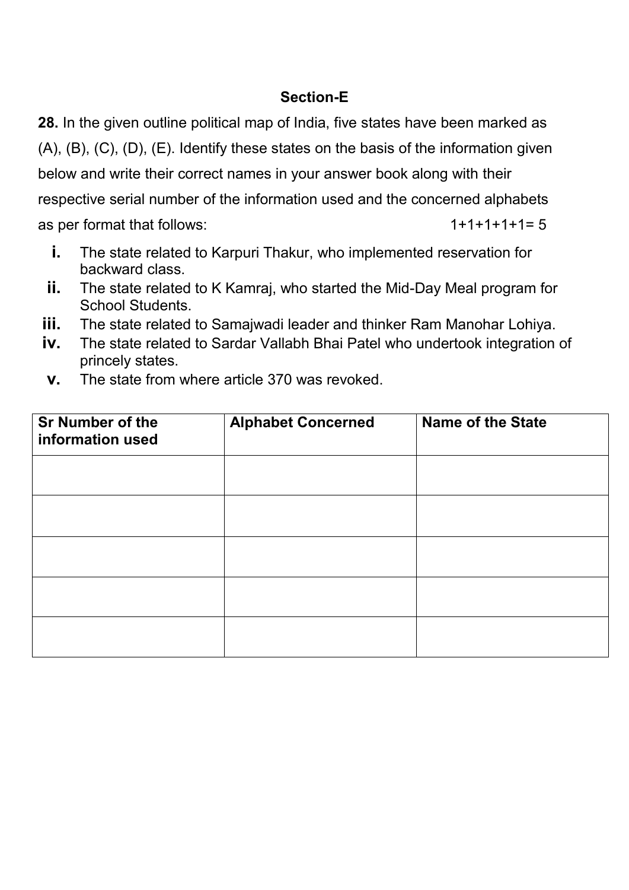**Section-E**

**28.** In the given outline political map of India, five states have been marked as (A), (B), (C), (D), (E). Identify these states on the basis of the information given below and write their correct names in your answer book along with their respective serial number of the information used and the concerned alphabets as per format that follows: 1+1+1+1+1= 5

- **i.** The state related to Karpuri Thakur, who implemented reservation for backward class.
- **ii.** The state related to K Kamraj, who started the Mid-Day Meal program for School Students.
- **iii.** The state related to Samajwadi leader and thinker Ram Manohar Lohiya.
- **iv.** The state related to Sardar Vallabh Bhai Patel who undertook integration of princely states.
- **v.** The state from where article 370 was revoked.

| Sr Number of the information used | Alphabet Concerned | Name of the State |
|---|---|---|
| | | |
| | | |
| | | |
| | | |
| | | |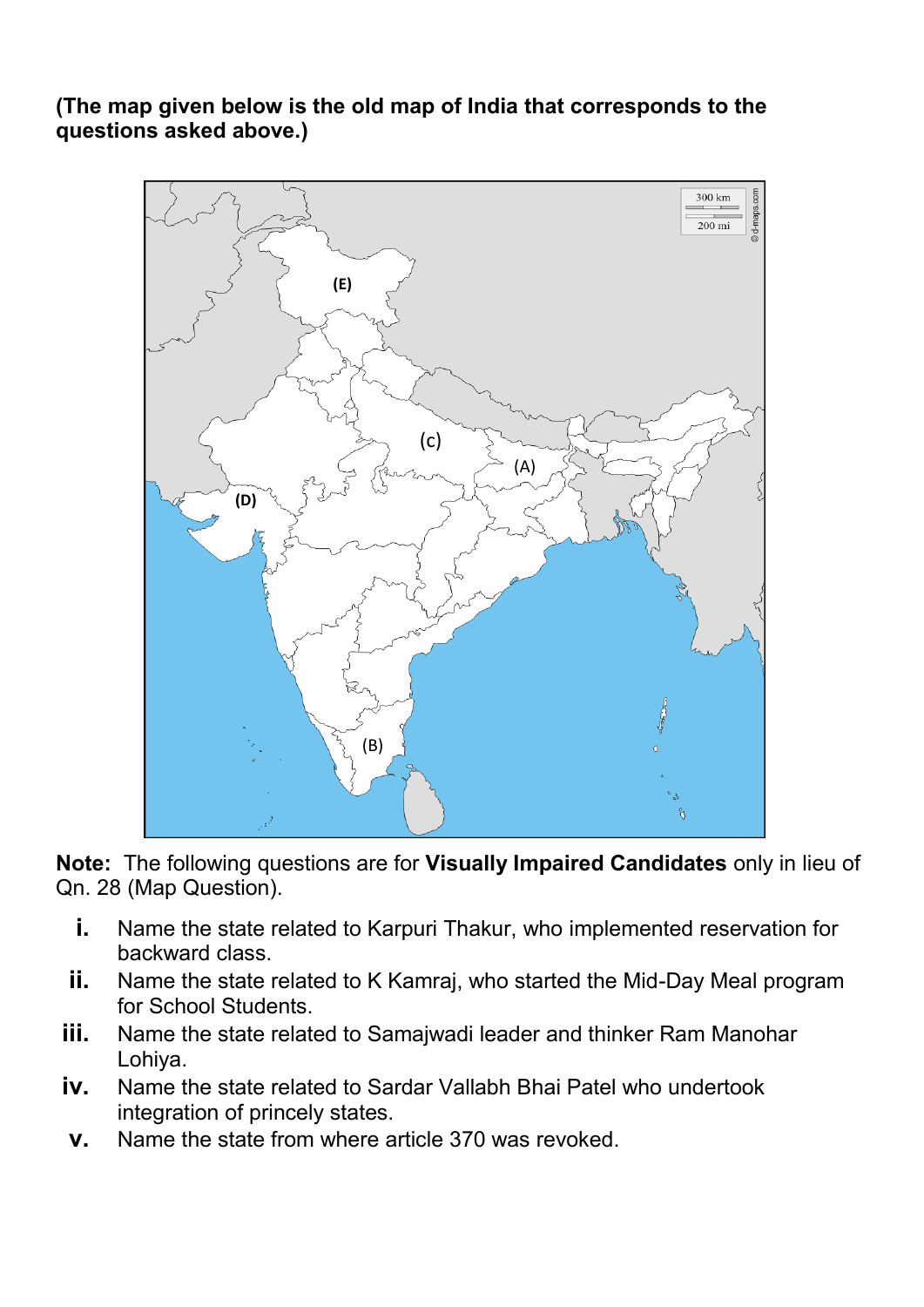**(The map given below is the old map of India that corresponds to the questions asked above.)**

**Note:** The following questions are for **Visually Impaired Candidates** only in lieu of Qn. 28 (Map Question).

- **i.** Name the state related to Karpuri Thakur, who implemented reservation for backward class.
- **ii.** Name the state related to K Kamraj, who started the Mid-Day Meal program for School Students.
- **iii.** Name the state related to Samajwadi leader and thinker Ram Manohar Lohiya.
- **iv.** Name the state related to Sardar Vallabh Bhai Patel who undertook integration of princely states.
- **v.** Name the state from where article 370 was revoked.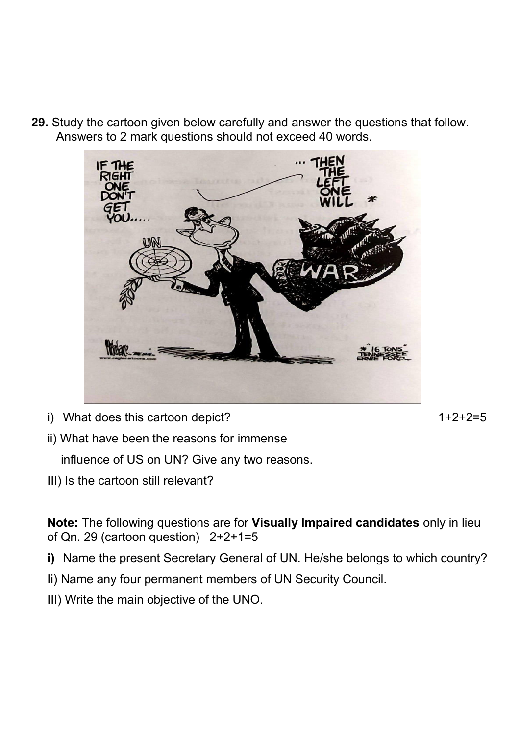**29.** Study the cartoon given below carefully and answer the questions that follow. Answers to 2 mark questions should not exceed 40 words.

i) What does this cartoon depict? 1+2+2=5

ii) What have been the reasons for immense influence of US on UN? Give any two reasons.

III) Is the cartoon still relevant?

**Note:** The following questions are for **Visually Impaired candidates** only in lieu of Qn. 29 (cartoon question) 2+2+1=5

**i)** Name the present Secretary General of UN. He/she belongs to which country?

Ii) Name any four permanent members of UN Security Council.

III) Write the main objective of the UNO.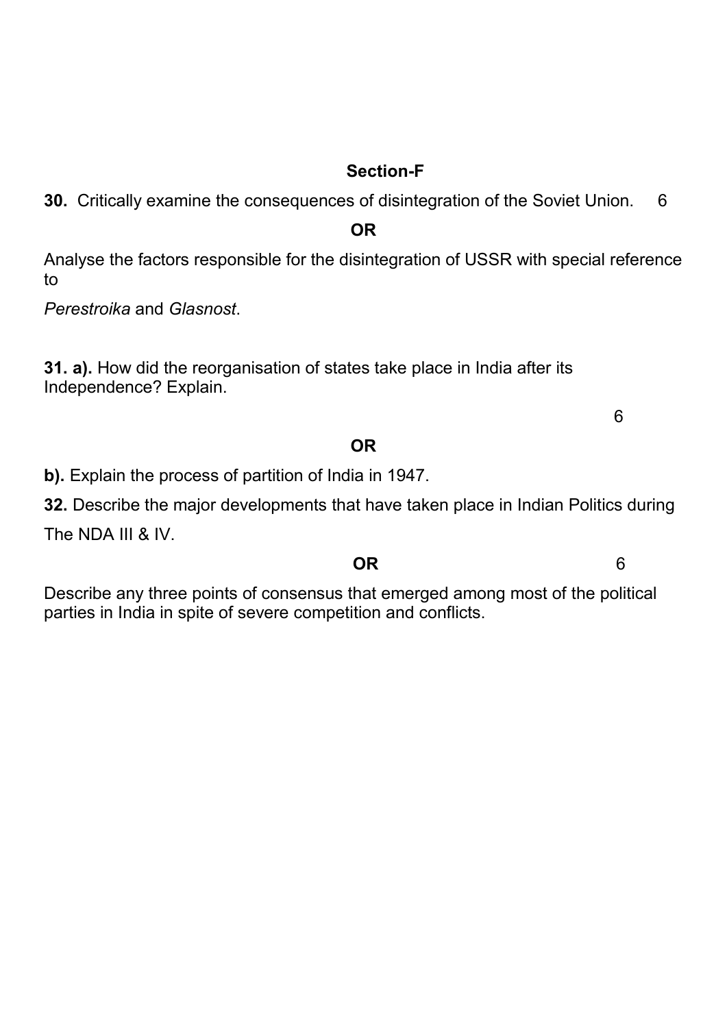## Section-F

**30.** Critically examine the consequences of disintegration of the Soviet Union. 6

**OR**

Analyse the factors responsible for the disintegration of USSR with special reference to

*Perestroika* and *Glasnost*.

**31. a).** How did the reorganisation of states take place in India after its Independence? Explain.

6

**OR**

**b).** Explain the process of partition of India in 1947.

**32.** Describe the major developments that have taken place in Indian Politics during The NDA III & IV.

**OR** 6

Describe any three points of consensus that emerged among most of the political parties in India in spite of severe competition and conflicts.